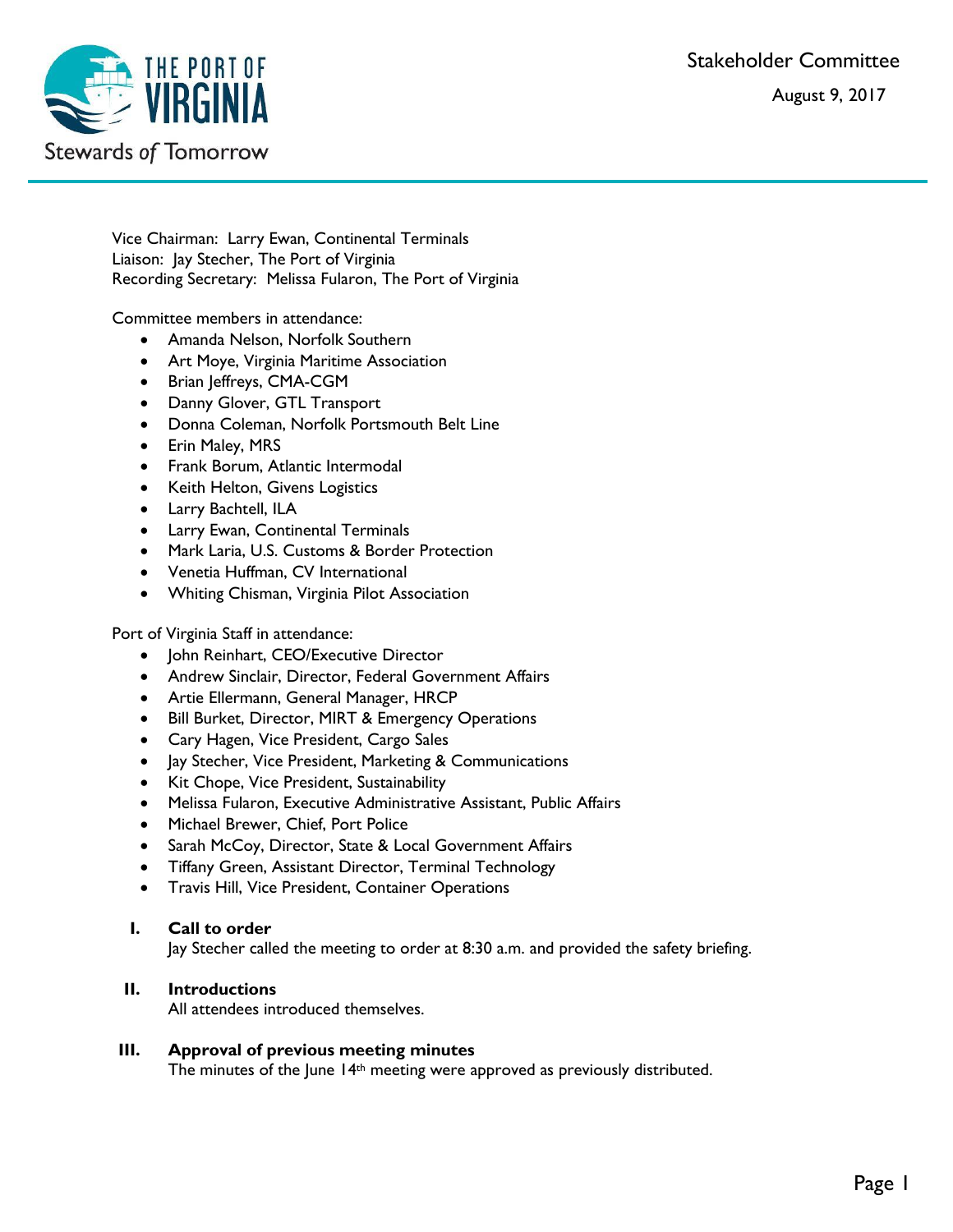# Stakeholder Committee

August 9, 2017

Vice Chairman: Larry Ewan, Continental Terminals
Liaison: Jay Stecher, The Port of Virginia
Recording Secretary: Melissa Fularon, The Port of Virginia

Committee members in attendance:

- Amanda Nelson, Norfolk Southern
- Art Moye, Virginia Maritime Association
- Brian Jeffreys, CMA-CGM
- Danny Glover, GTL Transport
- Donna Coleman, Norfolk Portsmouth Belt Line
- Erin Maley, MRS
- Frank Borum, Atlantic Intermodal
- Keith Helton, Givens Logistics
- Larry Bachtell, ILA
- Larry Ewan, Continental Terminals
- Mark Laria, U.S. Customs & Border Protection
- Venetia Huffman, CV International
- Whiting Chisman, Virginia Pilot Association

Port of Virginia Staff in attendance:

- John Reinhart, CEO/Executive Director
- Andrew Sinclair, Director, Federal Government Affairs
- Artie Ellermann, General Manager, HRCP
- Bill Burket, Director, MIRT & Emergency Operations
- Cary Hagen, Vice President, Cargo Sales
- Jay Stecher, Vice President, Marketing & Communications
- Kit Chope, Vice President, Sustainability
- Melissa Fularon, Executive Administrative Assistant, Public Affairs
- Michael Brewer, Chief, Port Police
- Sarah McCoy, Director, State & Local Government Affairs
- Tiffany Green, Assistant Director, Terminal Technology
- Travis Hill, Vice President, Container Operations

## I. Call to order

Jay Stecher called the meeting to order at 8:30 a.m. and provided the safety briefing.

## II. Introductions

All attendees introduced themselves.

## III. Approval of previous meeting minutes

The minutes of the June 14th meeting were approved as previously distributed.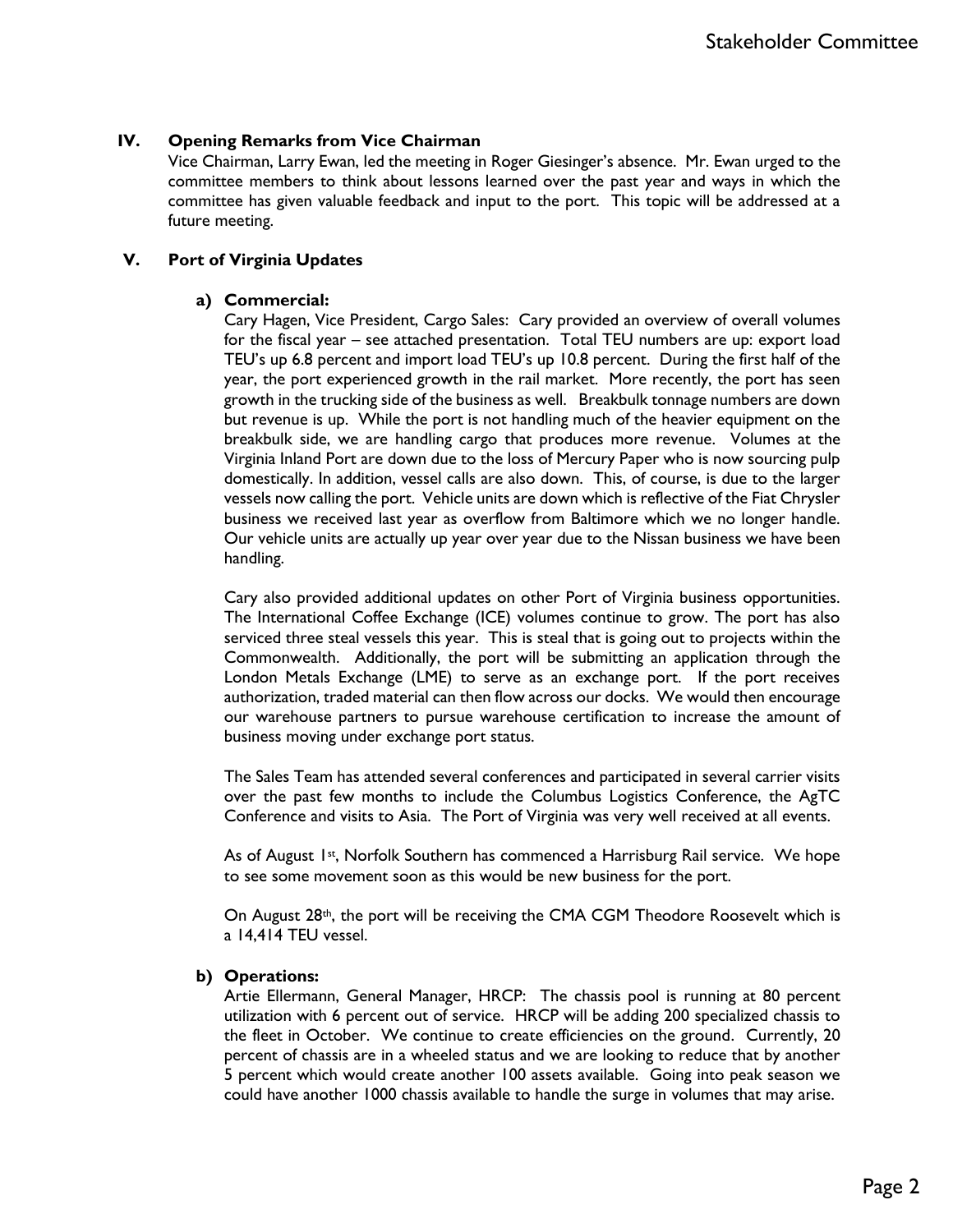## IV. Opening Remarks from Vice Chairman

Vice Chairman, Larry Ewan, led the meeting in Roger Giesinger's absence. Mr. Ewan urged to the committee members to think about lessons learned over the past year and ways in which the committee has given valuable feedback and input to the port. This topic will be addressed at a future meeting.

## V. Port of Virginia Updates

### a) Commercial:

Cary Hagen, Vice President, Cargo Sales: Cary provided an overview of overall volumes for the fiscal year – see attached presentation. Total TEU numbers are up: export load TEU's up 6.8 percent and import load TEU's up 10.8 percent. During the first half of the year, the port experienced growth in the rail market. More recently, the port has seen growth in the trucking side of the business as well. Breakbulk tonnage numbers are down but revenue is up. While the port is not handling much of the heavier equipment on the breakbulk side, we are handling cargo that produces more revenue. Volumes at the Virginia Inland Port are down due to the loss of Mercury Paper who is now sourcing pulp domestically. In addition, vessel calls are also down. This, of course, is due to the larger vessels now calling the port. Vehicle units are down which is reflective of the Fiat Chrysler business we received last year as overflow from Baltimore which we no longer handle. Our vehicle units are actually up year over year due to the Nissan business we have been handling.

Cary also provided additional updates on other Port of Virginia business opportunities. The International Coffee Exchange (ICE) volumes continue to grow. The port has also serviced three steal vessels this year. This is steal that is going out to projects within the Commonwealth. Additionally, the port will be submitting an application through the London Metals Exchange (LME) to serve as an exchange port. If the port receives authorization, traded material can then flow across our docks. We would then encourage our warehouse partners to pursue warehouse certification to increase the amount of business moving under exchange port status.

The Sales Team has attended several conferences and participated in several carrier visits over the past few months to include the Columbus Logistics Conference, the AgTC Conference and visits to Asia. The Port of Virginia was very well received at all events.

As of August 1st, Norfolk Southern has commenced a Harrisburg Rail service. We hope to see some movement soon as this would be new business for the port.

On August 28th, the port will be receiving the CMA CGM Theodore Roosevelt which is a 14,414 TEU vessel.

### b) Operations:

Artie Ellermann, General Manager, HRCP: The chassis pool is running at 80 percent utilization with 6 percent out of service. HRCP will be adding 200 specialized chassis to the fleet in October. We continue to create efficiencies on the ground. Currently, 20 percent of chassis are in a wheeled status and we are looking to reduce that by another 5 percent which would create another 100 assets available. Going into peak season we could have another 1000 chassis available to handle the surge in volumes that may arise.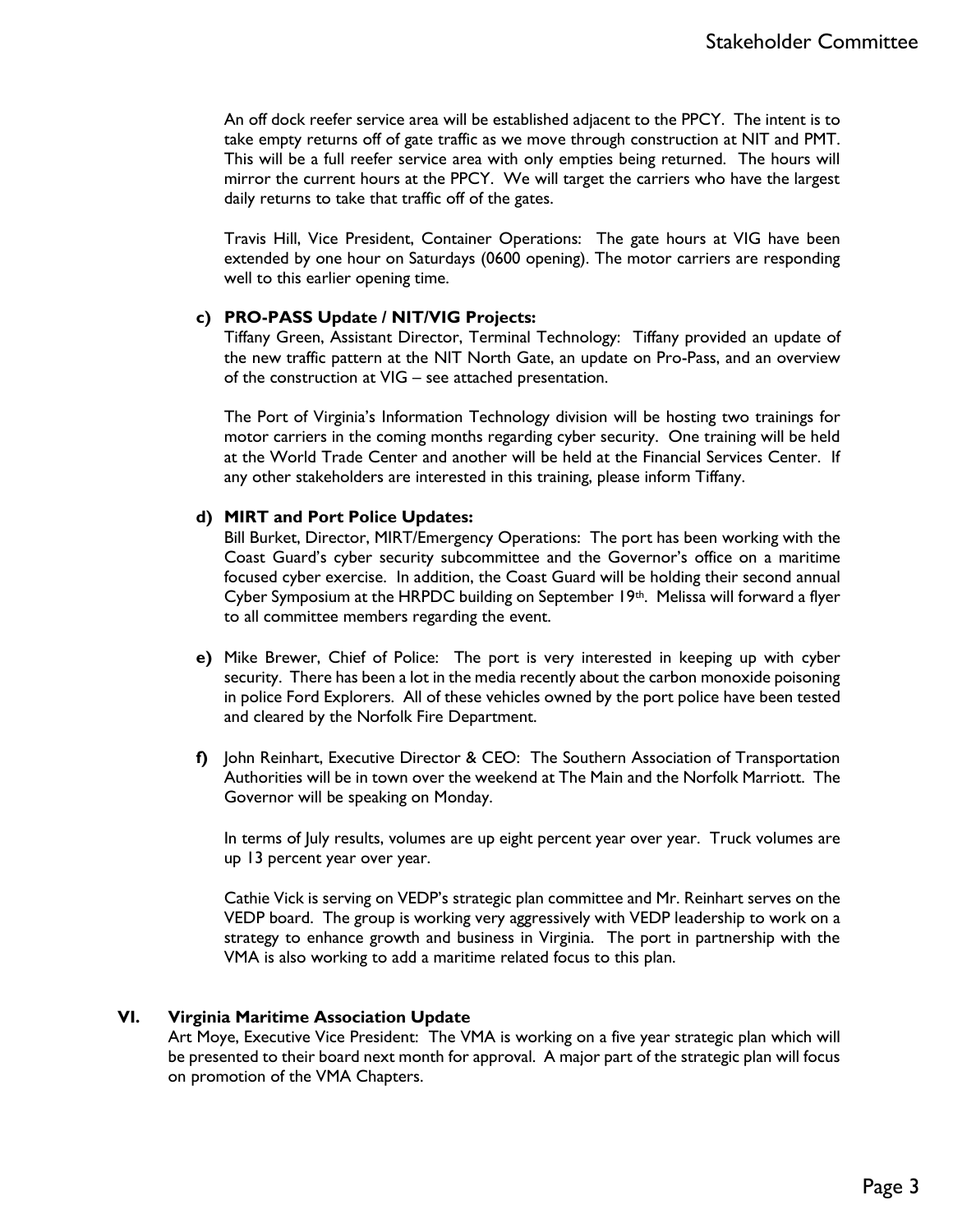An off dock reefer service area will be established adjacent to the PPCY. The intent is to take empty returns off of gate traffic as we move through construction at NIT and PMT. This will be a full reefer service area with only empties being returned. The hours will mirror the current hours at the PPCY. We will target the carriers who have the largest daily returns to take that traffic off of the gates.

Travis Hill, Vice President, Container Operations: The gate hours at VIG have been extended by one hour on Saturdays (0600 opening). The motor carriers are responding well to this earlier opening time.

**c) PRO-PASS Update / NIT/VIG Projects:**
Tiffany Green, Assistant Director, Terminal Technology: Tiffany provided an update of the new traffic pattern at the NIT North Gate, an update on Pro-Pass, and an overview of the construction at VIG – see attached presentation.

The Port of Virginia's Information Technology division will be hosting two trainings for motor carriers in the coming months regarding cyber security. One training will be held at the World Trade Center and another will be held at the Financial Services Center. If any other stakeholders are interested in this training, please inform Tiffany.

**d) MIRT and Port Police Updates:**
Bill Burket, Director, MIRT/Emergency Operations: The port has been working with the Coast Guard's cyber security subcommittee and the Governor's office on a maritime focused cyber exercise. In addition, the Coast Guard will be holding their second annual Cyber Symposium at the HRPDC building on September 19th. Melissa will forward a flyer to all committee members regarding the event.

**e)** Mike Brewer, Chief of Police: The port is very interested in keeping up with cyber security. There has been a lot in the media recently about the carbon monoxide poisoning in police Ford Explorers. All of these vehicles owned by the port police have been tested and cleared by the Norfolk Fire Department.

**f)** John Reinhart, Executive Director & CEO: The Southern Association of Transportation Authorities will be in town over the weekend at The Main and the Norfolk Marriott. The Governor will be speaking on Monday.

In terms of July results, volumes are up eight percent year over year. Truck volumes are up 13 percent year over year.

Cathie Vick is serving on VEDP's strategic plan committee and Mr. Reinhart serves on the VEDP board. The group is working very aggressively with VEDP leadership to work on a strategy to enhance growth and business in Virginia. The port in partnership with the VMA is also working to add a maritime related focus to this plan.

## VI. Virginia Maritime Association Update

Art Moye, Executive Vice President: The VMA is working on a five year strategic plan which will be presented to their board next month for approval. A major part of the strategic plan will focus on promotion of the VMA Chapters.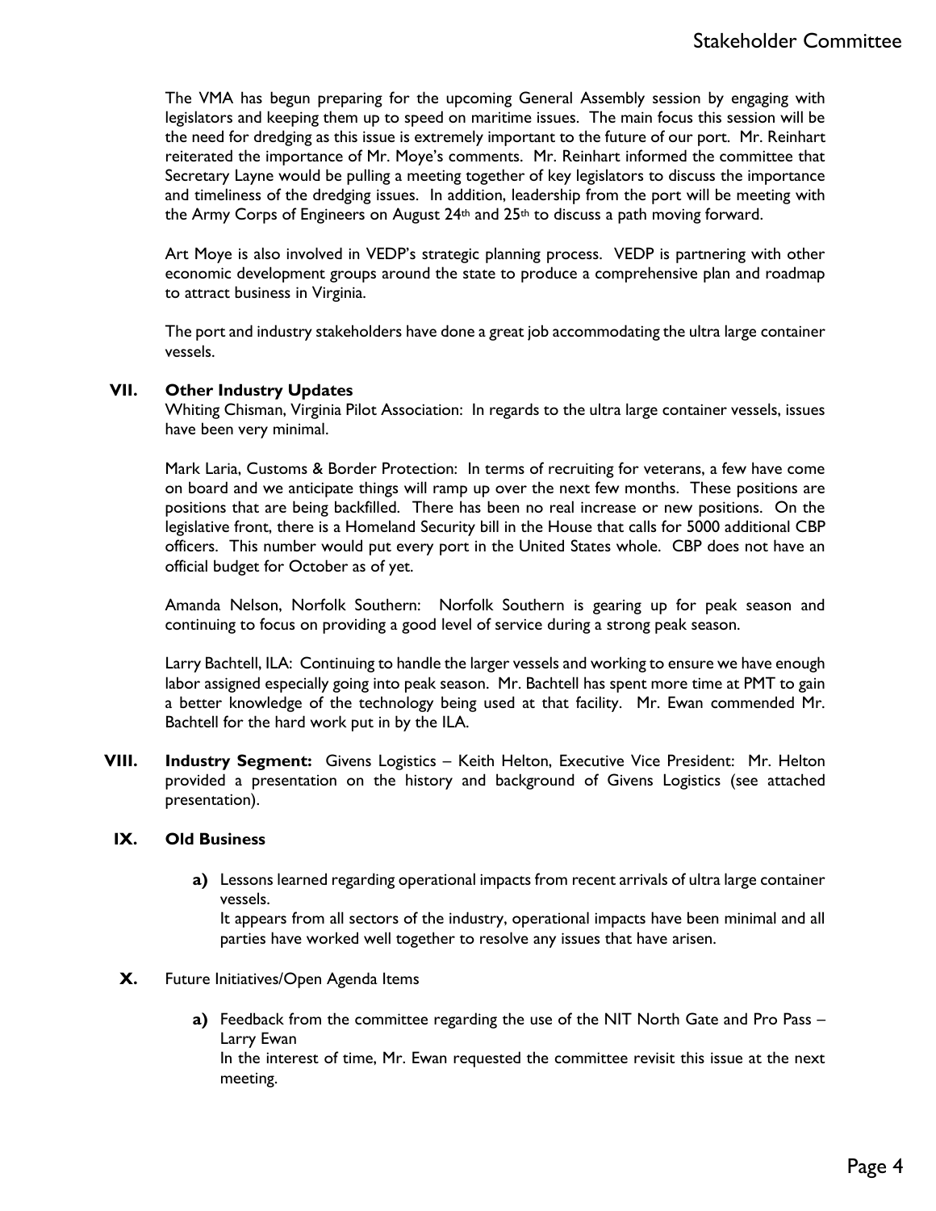The VMA has begun preparing for the upcoming General Assembly session by engaging with legislators and keeping them up to speed on maritime issues. The main focus this session will be the need for dredging as this issue is extremely important to the future of our port. Mr. Reinhart reiterated the importance of Mr. Moye's comments. Mr. Reinhart informed the committee that Secretary Layne would be pulling a meeting together of key legislators to discuss the importance and timeliness of the dredging issues. In addition, leadership from the port will be meeting with the Army Corps of Engineers on August 24th and 25th to discuss a path moving forward.

Art Moye is also involved in VEDP's strategic planning process. VEDP is partnering with other economic development groups around the state to produce a comprehensive plan and roadmap to attract business in Virginia.

The port and industry stakeholders have done a great job accommodating the ultra large container vessels.

**VII. Other Industry Updates**

Whiting Chisman, Virginia Pilot Association: In regards to the ultra large container vessels, issues have been very minimal.

Mark Laria, Customs & Border Protection: In terms of recruiting for veterans, a few have come on board and we anticipate things will ramp up over the next few months. These positions are positions that are being backfilled. There has been no real increase or new positions. On the legislative front, there is a Homeland Security bill in the House that calls for 5000 additional CBP officers. This number would put every port in the United States whole. CBP does not have an official budget for October as of yet.

Amanda Nelson, Norfolk Southern: Norfolk Southern is gearing up for peak season and continuing to focus on providing a good level of service during a strong peak season.

Larry Bachtell, ILA: Continuing to handle the larger vessels and working to ensure we have enough labor assigned especially going into peak season. Mr. Bachtell has spent more time at PMT to gain a better knowledge of the technology being used at that facility. Mr. Ewan commended Mr. Bachtell for the hard work put in by the ILA.

**VIII. Industry Segment:** Givens Logistics – Keith Helton, Executive Vice President: Mr. Helton provided a presentation on the history and background of Givens Logistics (see attached presentation).

**IX. Old Business**

**a)** Lessons learned regarding operational impacts from recent arrivals of ultra large container vessels.
It appears from all sectors of the industry, operational impacts have been minimal and all parties have worked well together to resolve any issues that have arisen.

**X.** Future Initiatives/Open Agenda Items

**a)** Feedback from the committee regarding the use of the NIT North Gate and Pro Pass – Larry Ewan
In the interest of time, Mr. Ewan requested the committee revisit this issue at the next meeting.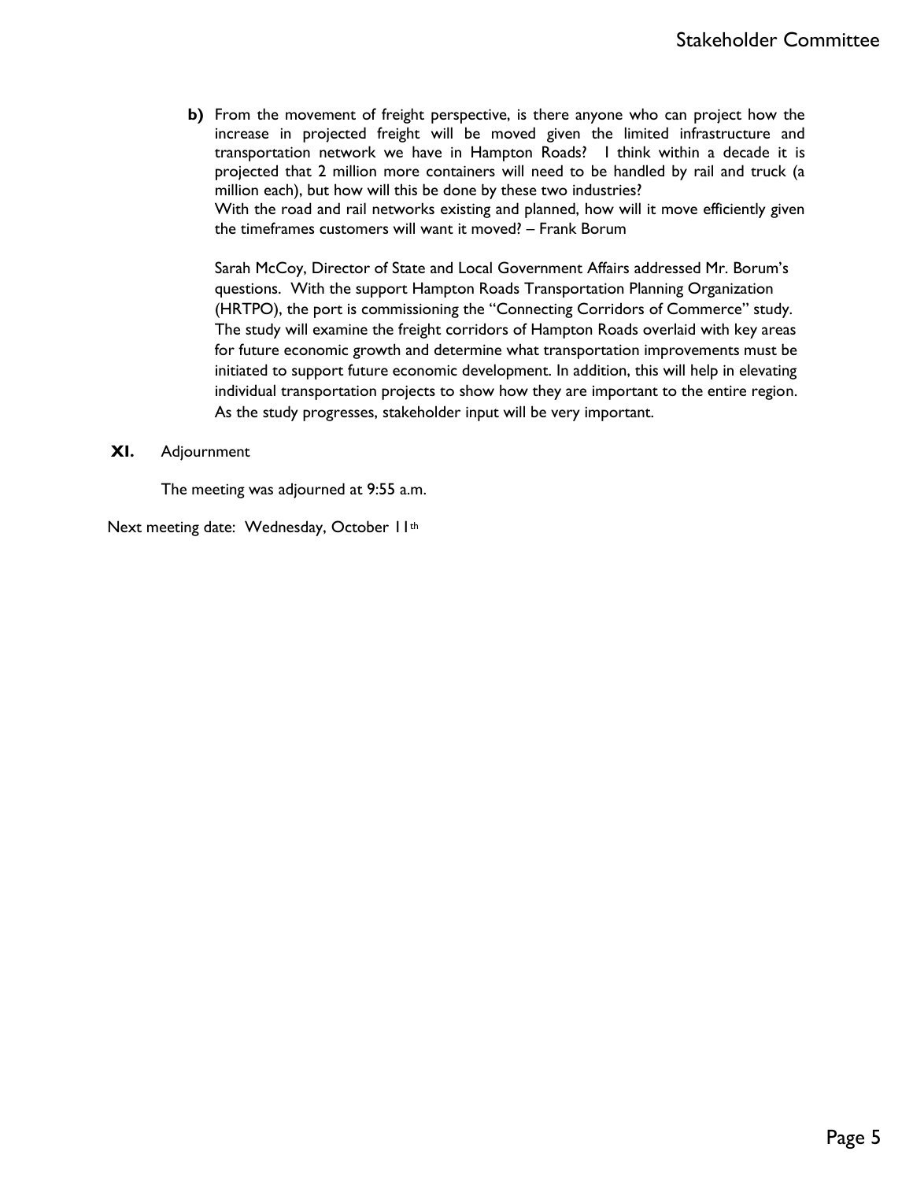**b)** From the movement of freight perspective, is there anyone who can project how the increase in projected freight will be moved given the limited infrastructure and transportation network we have in Hampton Roads? I think within a decade it is projected that 2 million more containers will need to be handled by rail and truck (a million each), but how will this be done by these two industries?
With the road and rail networks existing and planned, how will it move efficiently given the timeframes customers will want it moved? – Frank Borum

Sarah McCoy, Director of State and Local Government Affairs addressed Mr. Borum's questions. With the support Hampton Roads Transportation Planning Organization (HRTPO), the port is commissioning the "Connecting Corridors of Commerce" study. The study will examine the freight corridors of Hampton Roads overlaid with key areas for future economic growth and determine what transportation improvements must be initiated to support future economic development. In addition, this will help in elevating individual transportation projects to show how they are important to the entire region. As the study progresses, stakeholder input will be very important.

**XI.** Adjournment

The meeting was adjourned at 9:55 a.m.

Next meeting date: Wednesday, October 11th